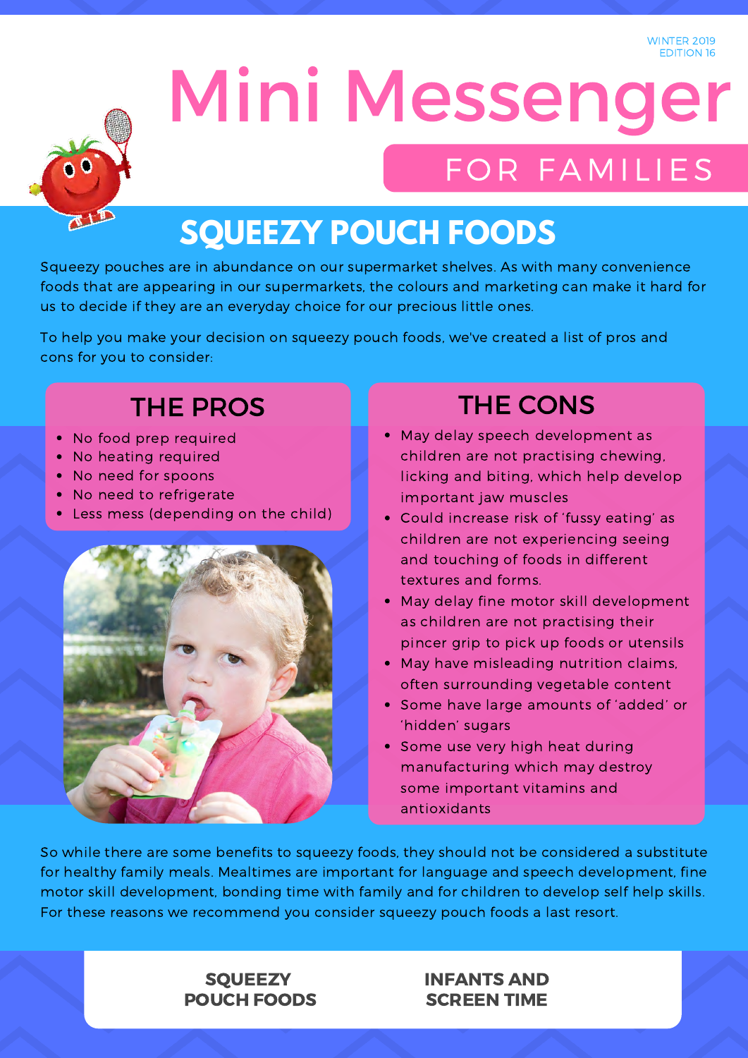WINTER 2019
EDITION 16

# Mini Messenger

## FOR FAMILIES

## SQUEEZY POUCH FOODS

Squeezy pouches are in abundance on our supermarket shelves. As with many convenience foods that are appearing in our supermarkets, the colours and marketing can make it hard for us to decide if they are an everyday choice for our precious little ones.

To help you make your decision on squeezy pouch foods, we've created a list of pros and cons for you to consider:

### THE PROS

- No food prep required
- No heating required
- No need for spoons
- No need to refrigerate
- Less mess (depending on the child)

### THE CONS

- May delay speech development as children are not practising chewing, licking and biting, which help develop important jaw muscles
- Could increase risk of 'fussy eating' as children are not experiencing seeing and touching of foods in different textures and forms.
- May delay fine motor skill development as children are not practising their pincer grip to pick up foods or utensils
- May have misleading nutrition claims, often surrounding vegetable content
- Some have large amounts of 'added' or 'hidden' sugars
- Some use very high heat during manufacturing which may destroy some important vitamins and antioxidants

So while there are some benefits to squeezy foods, they should not be considered a substitute for healthy family meals. Mealtimes are important for language and speech development, fine motor skill development, bonding time with family and for children to develop self help skills. For these reasons we recommend you consider squeezy pouch foods a last resort.

**SQUEEZY POUCH FOODS**

**INFANTS AND SCREEN TIME**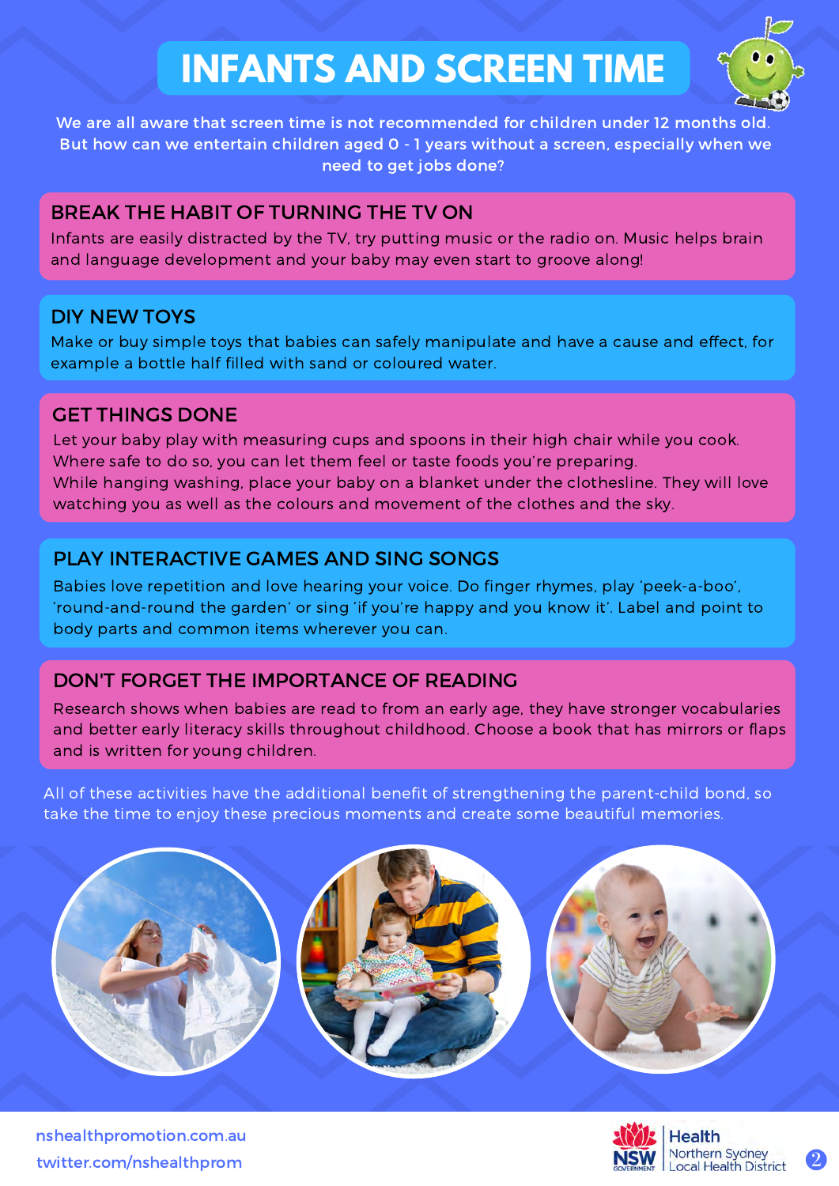# INFANTS AND SCREEN TIME

We are all aware that screen time is not recommended for children under 12 months old. But how can we entertain children aged 0 - 1 years without a screen, especially when we need to get jobs done?

## BREAK THE HABIT OF TURNING THE TV ON

Infants are easily distracted by the TV, try putting music or the radio on. Music helps brain and language development and your baby may even start to groove along!

## DIY NEW TOYS

Make or buy simple toys that babies can safely manipulate and have a cause and effect, for example a bottle half filled with sand or coloured water.

## GET THINGS DONE

Let your baby play with measuring cups and spoons in their high chair while you cook. Where safe to do so, you can let them feel or taste foods you're preparing.
While hanging washing, place your baby on a blanket under the clothesline. They will love watching you as well as the colours and movement of the clothes and the sky.

## PLAY INTERACTIVE GAMES AND SING SONGS

Babies love repetition and love hearing your voice. Do finger rhymes, play 'peek-a-boo', 'round-and-round the garden' or sing 'if you're happy and you know it'. Label and point to body parts and common items wherever you can.

## DON'T FORGET THE IMPORTANCE OF READING

Research shows when babies are read to from an early age, they have stronger vocabularies and better early literacy skills throughout childhood. Choose a book that has mirrors or flaps and is written for young children.

All of these activities have the additional benefit of strengthening the parent-child bond, so take the time to enjoy these precious moments and create some beautiful memories.

nshealthpromotion.com.au
twitter.com/nshealthprom

NSW Government | Health Northern Sydney Local Health District